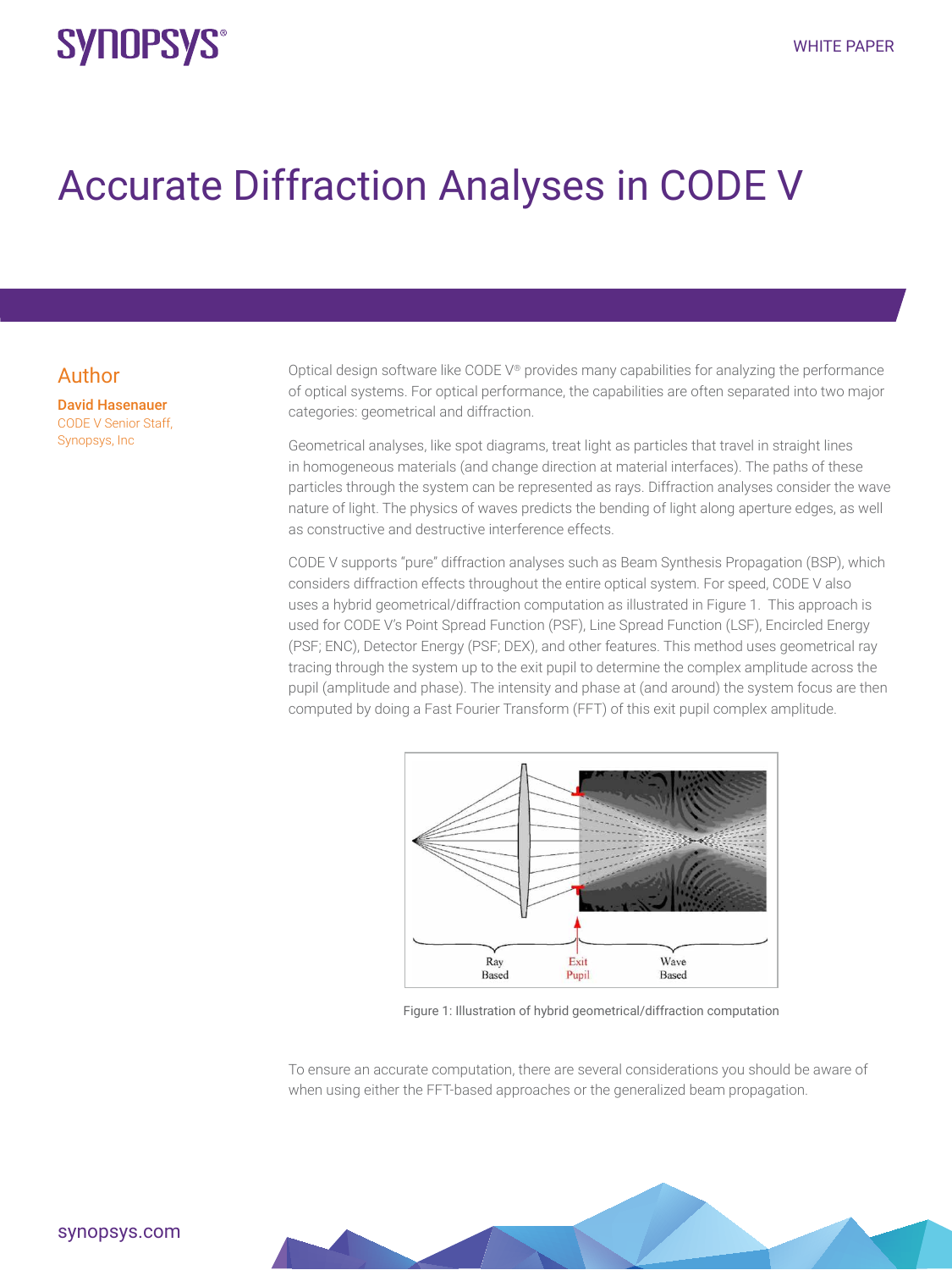WHITE PAPER

# Accurate Diffraction Analyses in CODE V

## Author

**David Hasenauer**
CODE V Senior Staff,
Synopsys, Inc

Optical design software like CODE V® provides many capabilities for analyzing the performance of optical systems. For optical performance, the capabilities are often separated into two major categories: geometrical and diffraction.

Geometrical analyses, like spot diagrams, treat light as particles that travel in straight lines in homogeneous materials (and change direction at material interfaces). The paths of these particles through the system can be represented as rays. Diffraction analyses consider the wave nature of light. The physics of waves predicts the bending of light along aperture edges, as well as constructive and destructive interference effects.

CODE V supports "pure" diffraction analyses such as Beam Synthesis Propagation (BSP), which considers diffraction effects throughout the entire optical system. For speed, CODE V also uses a hybrid geometrical/diffraction computation as illustrated in Figure 1. This approach is used for CODE V's Point Spread Function (PSF), Line Spread Function (LSF), Encircled Energy (PSF; ENC), Detector Energy (PSF; DEX), and other features. This method uses geometrical ray tracing through the system up to the exit pupil to determine the complex amplitude across the pupil (amplitude and phase). The intensity and phase at (and around) the system focus are then computed by doing a Fast Fourier Transform (FFT) of this exit pupil complex amplitude.

Ray Based | Exit Pupil | Wave Based

Figure 1: Illustration of hybrid geometrical/diffraction computation

To ensure an accurate computation, there are several considerations you should be aware of when using either the FFT-based approaches or the generalized beam propagation.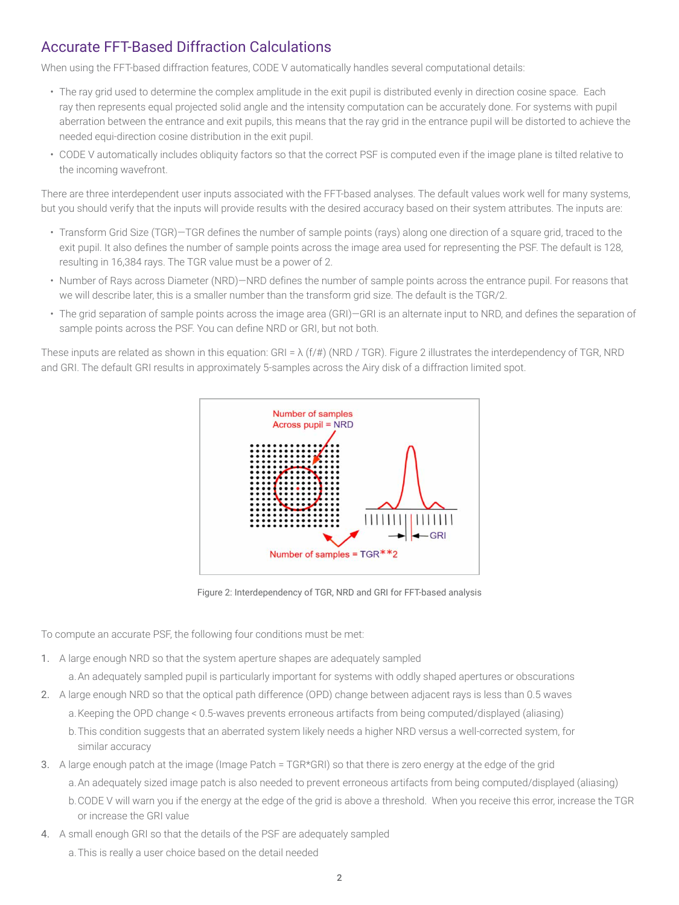## Accurate FFT-Based Diffraction Calculations

When using the FFT-based diffraction features, CODE V automatically handles several computational details:

- The ray grid used to determine the complex amplitude in the exit pupil is distributed evenly in direction cosine space. Each ray then represents equal projected solid angle and the intensity computation can be accurately done. For systems with pupil aberration between the entrance and exit pupils, this means that the ray grid in the entrance pupil will be distorted to achieve the needed equi-direction cosine distribution in the exit pupil.
- CODE V automatically includes obliquity factors so that the correct PSF is computed even if the image plane is tilted relative to the incoming wavefront.

There are three interdependent user inputs associated with the FFT-based analyses. The default values work well for many systems, but you should verify that the inputs will provide results with the desired accuracy based on their system attributes. The inputs are:

- Transform Grid Size (TGR)—TGR defines the number of sample points (rays) along one direction of a square grid, traced to the exit pupil. It also defines the number of sample points across the image area used for representing the PSF. The default is 128, resulting in 16,384 rays. The TGR value must be a power of 2.
- Number of Rays across Diameter (NRD)—NRD defines the number of sample points across the entrance pupil. For reasons that we will describe later, this is a smaller number than the transform grid size. The default is the TGR/2.
- The grid separation of sample points across the image area (GRI)—GRI is an alternate input to NRD, and defines the separation of sample points across the PSF. You can define NRD or GRI, but not both.

These inputs are related as shown in this equation: GRI = $\lambda$ (f/#) (NRD / TGR). Figure 2 illustrates the interdependency of TGR, NRD and GRI. The default GRI results in approximately 5-samples across the Airy disk of a diffraction limited spot.

Number of samples Across pupil = NRD

Number of samples = TGR**2

GRI

Figure 2: Interdependency of TGR, NRD and GRI for FFT-based analysis

To compute an accurate PSF, the following four conditions must be met:

1. A large enough NRD so that the system aperture shapes are adequately sampled
   a. An adequately sampled pupil is particularly important for systems with oddly shaped apertures or obscurations
2. A large enough NRD so that the optical path difference (OPD) change between adjacent rays is less than 0.5 waves
   a. Keeping the OPD change < 0.5-waves prevents erroneous artifacts from being computed/displayed (aliasing)
   b. This condition suggests that an aberrated system likely needs a higher NRD versus a well-corrected system, for similar accuracy
3. A large enough patch at the image (Image Patch = TGR*GRI) so that there is zero energy at the edge of the grid
   a. An adequately sized image patch is also needed to prevent erroneous artifacts from being computed/displayed (aliasing)
   b. CODE V will warn you if the energy at the edge of the grid is above a threshold. When you receive this error, increase the TGR or increase the GRI value
4. A small enough GRI so that the details of the PSF are adequately sampled
   a. This is really a user choice based on the detail needed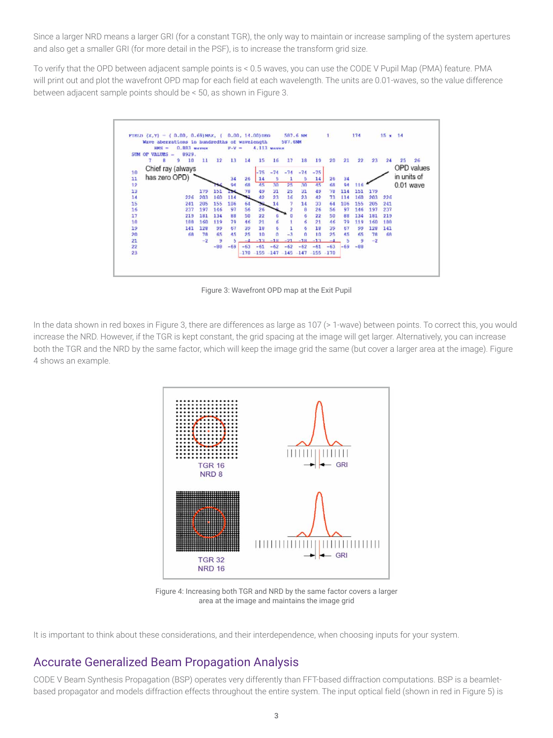Since a larger NRD means a larger GRI (for a constant TGR), the only way to maintain or increase sampling of the system apertures and also get a smaller GRI (for more detail in the PSF), is to increase the transform grid size.

To verify that the OPD between adjacent sample points is < 0.5 waves, you can use the CODE V Pupil Map (PMA) feature. PMA will print out and plot the wavefront OPD map for each field at each wavelength. The units are 0.01-waves, so the value difference between adjacent sample points should be < 50, as shown in Figure 3.

Figure 3: Wavefront OPD map at the Exit Pupil

In the data shown in red boxes in Figure 3, there are differences as large as 107 (> 1-wave) between points. To correct this, you would increase the NRD. However, if the TGR is kept constant, the grid spacing at the image will get larger. Alternatively, you can increase both the TGR and the NRD by the same factor, which will keep the image grid the same (but cover a larger area at the image). Figure 4 shows an example.

Figure 4: Increasing both TGR and NRD by the same factor covers a larger area at the image and maintains the image grid

It is important to think about these considerations, and their interdependence, when choosing inputs for your system.

## Accurate Generalized Beam Propagation Analysis

CODE V Beam Synthesis Propagation (BSP) operates very differently than FFT-based diffraction computations. BSP is a beamlet-based propagator and models diffraction effects throughout the entire system. The input optical field (shown in red in Figure 5) is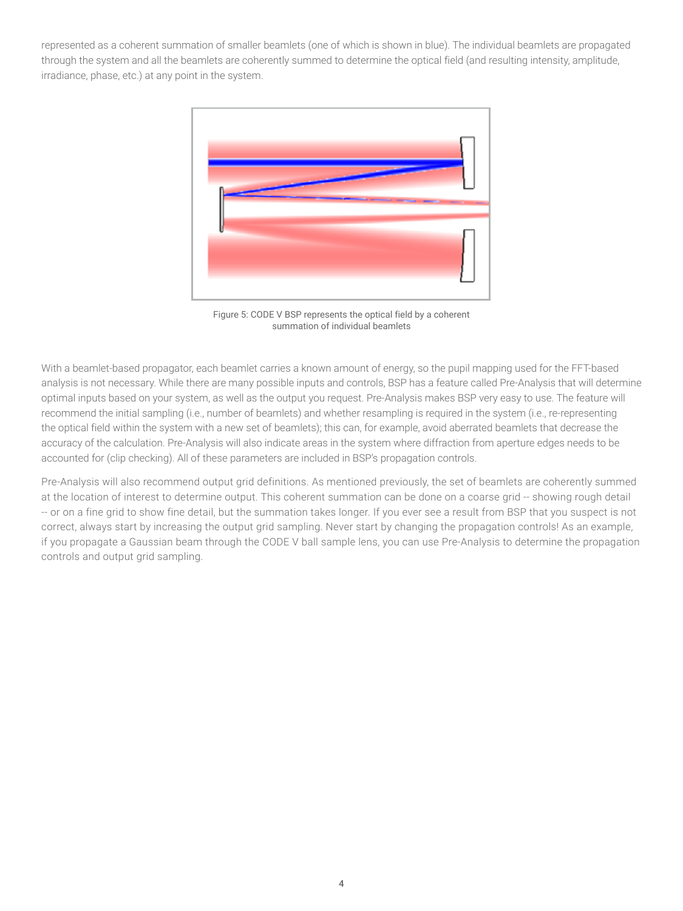represented as a coherent summation of smaller beamlets (one of which is shown in blue). The individual beamlets are propagated through the system and all the beamlets are coherently summed to determine the optical field (and resulting intensity, amplitude, irradiance, phase, etc.) at any point in the system.

Figure 5: CODE V BSP represents the optical field by a coherent summation of individual beamlets

With a beamlet-based propagator, each beamlet carries a known amount of energy, so the pupil mapping used for the FFT-based analysis is not necessary. While there are many possible inputs and controls, BSP has a feature called Pre-Analysis that will determine optimal inputs based on your system, as well as the output you request. Pre-Analysis makes BSP very easy to use. The feature will recommend the initial sampling (i.e., number of beamlets) and whether resampling is required in the system (i.e., re-representing the optical field within the system with a new set of beamlets); this can, for example, avoid aberrated beamlets that decrease the accuracy of the calculation. Pre-Analysis will also indicate areas in the system where diffraction from aperture edges needs to be accounted for (clip checking). All of these parameters are included in BSP's propagation controls.

Pre-Analysis will also recommend output grid definitions. As mentioned previously, the set of beamlets are coherently summed at the location of interest to determine output. This coherent summation can be done on a coarse grid -- showing rough detail -- or on a fine grid to show fine detail, but the summation takes longer. If you ever see a result from BSP that you suspect is not correct, always start by increasing the output grid sampling. Never start by changing the propagation controls! As an example, if you propagate a Gaussian beam through the CODE V ball sample lens, you can use Pre-Analysis to determine the propagation controls and output grid sampling.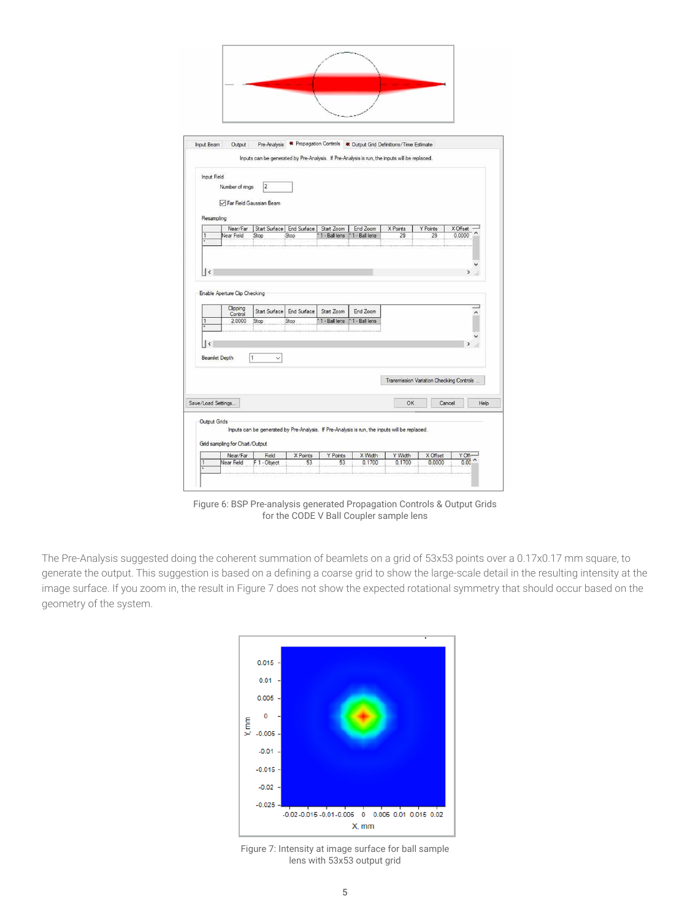Figure 6: BSP Pre-analysis generated Propagation Controls & Output Grids for the CODE V Ball Coupler sample lens

The Pre-Analysis suggested doing the coherent summation of beamlets on a grid of 53x53 points over a 0.17x0.17 mm square, to generate the output. This suggestion is based on a defining a coarse grid to show the large-scale detail in the resulting intensity at the image surface. If you zoom in, the result in Figure 7 does not show the expected rotational symmetry that should occur based on the geometry of the system.

Figure 7: Intensity at image surface for ball sample lens with 53x53 output grid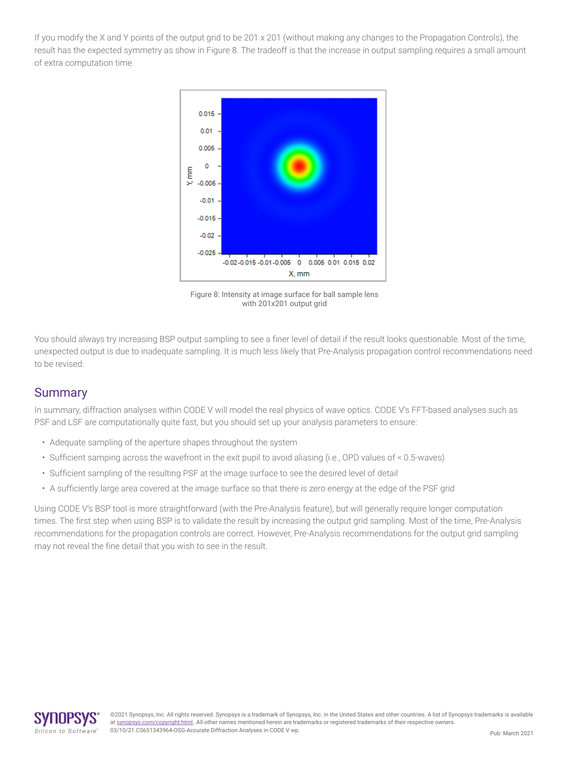If you modify the X and Y points of the output grid to be 201 x 201 (without making any changes to the Propagation Controls), the result has the expected symmetry as show in Figure 8. The tradeoff is that the increase in output sampling requires a small amount of extra computation time.

0.015
0.01
0.005
0
-0.005
-0.01
-0.015
-0.02
-0.025
Y, mm

-0.02 -0.015 -0.01 -0.005 0 0.005 0.01 0.015 0.02
X, mm

Figure 8: Intensity at image surface for ball sample lens with 201x201 output grid

You should always try increasing BSP output sampling to see a finer level of detail if the result looks questionable. Most of the time, unexpected output is due to inadequate sampling. It is much less likely that Pre-Analysis propagation control recommendations need to be revised.

## Summary

In summary, diffraction analyses within CODE V will model the real physics of wave optics. CODE V's FFT-based analyses such as PSF and LSF are computationally quite fast, but you should set up your analysis parameters to ensure:

- Adequate sampling of the aperture shapes throughout the system
- Sufficient samping across the wavefront in the exit pupil to avoid aliasing (i.e., OPD values of < 0.5-waves)
- Sufficient sampling of the resulting PSF at the image surface to see the desired level of detail
- A sufficiently large area covered at the image surface so that there is zero energy at the edge of the PSF grid

Using CODE V's BSP tool is more straightforward (with the Pre-Analysis feature), but will generally require longer computation times. The first step when using BSP is to validate the result by increasing the output grid sampling. Most of the time, Pre-Analysis recommendations for the propagation controls are correct. However, Pre-Analysis recommendations for the output grid sampling may not reveal the fine detail that you wish to see in the result.

©2021 Synopsys, Inc. All rights reserved. Synopsys is a trademark of Synopsys, Inc. in the United States and other countries. A list of Synopsys trademarks is available at synopsys.com/copyright.html. All other names mentioned herein are trademarks or registered trademarks of their respective owners.
03/10/21.CS651343964-OSG-Accurate Diffraction Analyses in CODE V wp.

Pub: March 2021